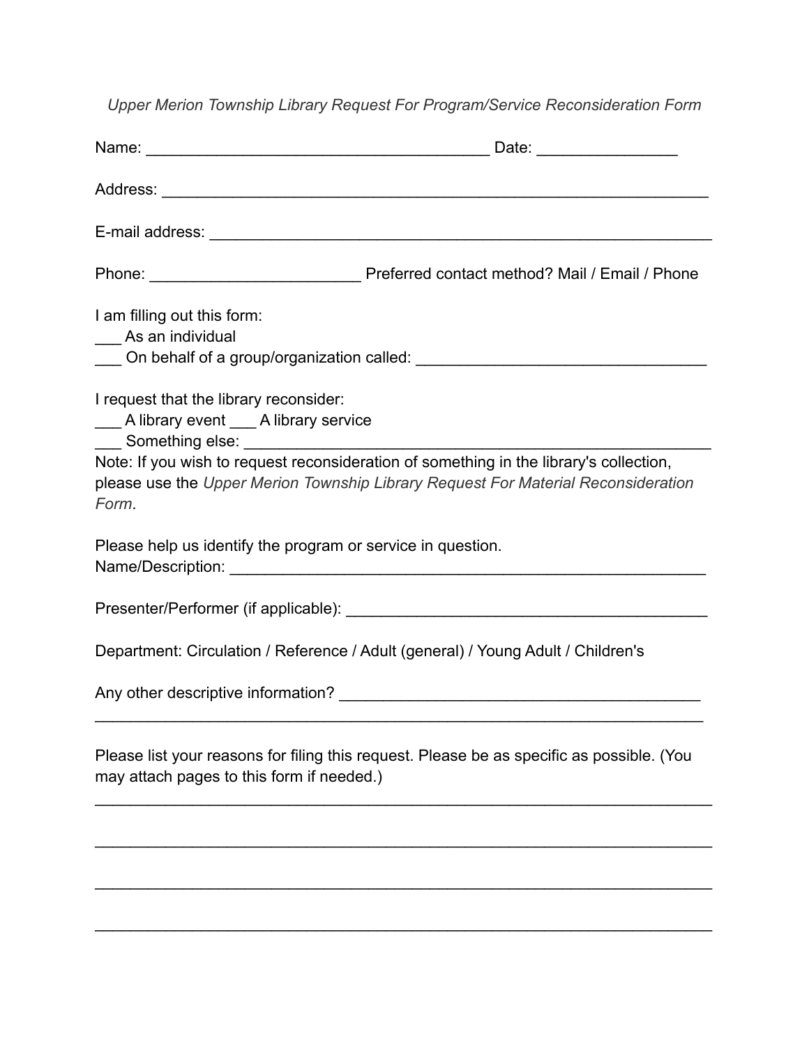*Upper Merion Township Library Request For Program/Service Reconsideration Form*

Name: ________________________________________ Date: ________________

Address: _______________________________________________________________

E-mail address: __________________________________________________________

Phone: ________________________ Preferred contact method? Mail / Email / Phone

I am filling out this form:
___ As an individual
___ On behalf of a group/organization called: _________________________________

I request that the library reconsider:
___ A library event ___ A library service
___ Something else: ______________________________________________________
Note: If you wish to request reconsideration of something in the library's collection, please use the *Upper Merion Township Library Request For Material Reconsideration Form*.

Please help us identify the program or service in question.
Name/Description: ________________________________________________________

Presenter/Performer (if applicable): __________________________________________

Department: Circulation / Reference / Adult (general) / Young Adult / Children's

Any other descriptive information? __________________________________________
______________________________________________________________________

Please list your reasons for filing this request. Please be as specific as possible. (You may attach pages to this form if needed.)
______________________________________________________________________

______________________________________________________________________

______________________________________________________________________

______________________________________________________________________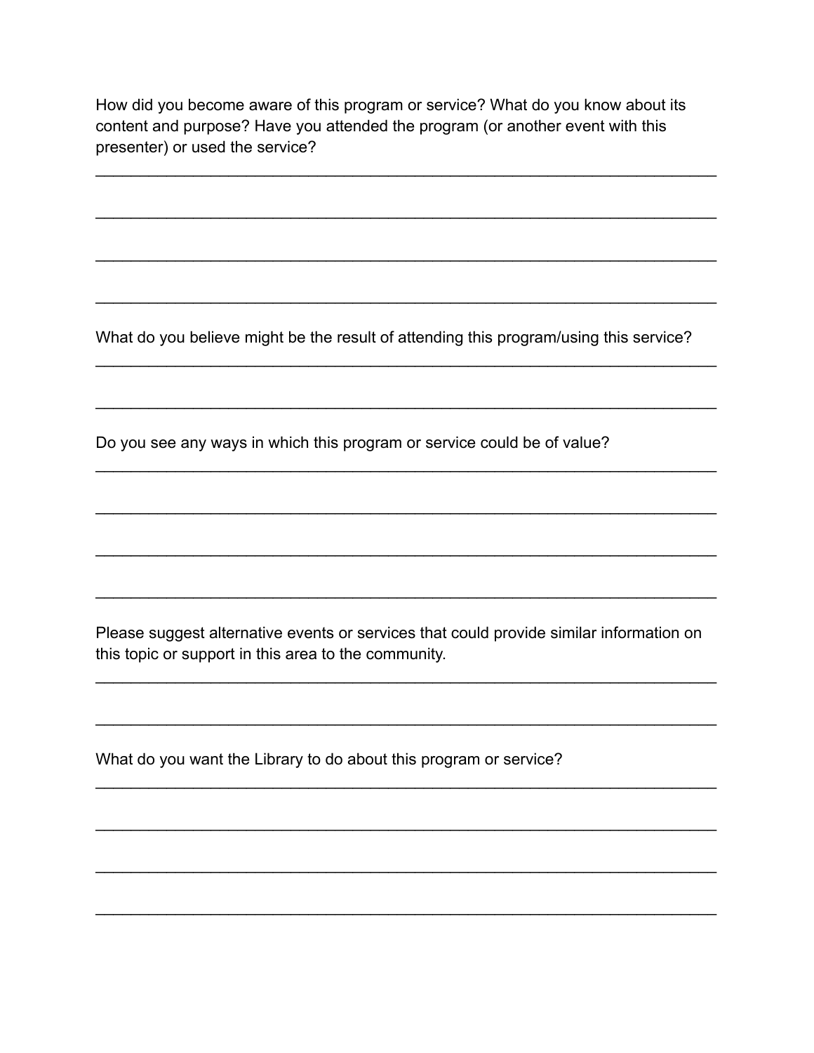How did you become aware of this program or service? What do you know about its content and purpose? Have you attended the program (or another event with this presenter) or used the service?

______________________________________________________________________

______________________________________________________________________

______________________________________________________________________

______________________________________________________________________

What do you believe might be the result of attending this program/using this service?

______________________________________________________________________

______________________________________________________________________

Do you see any ways in which this program or service could be of value?

______________________________________________________________________

______________________________________________________________________

______________________________________________________________________

______________________________________________________________________

Please suggest alternative events or services that could provide similar information on this topic or support in this area to the community.

______________________________________________________________________

______________________________________________________________________

What do you want the Library to do about this program or service?

______________________________________________________________________

______________________________________________________________________

______________________________________________________________________

______________________________________________________________________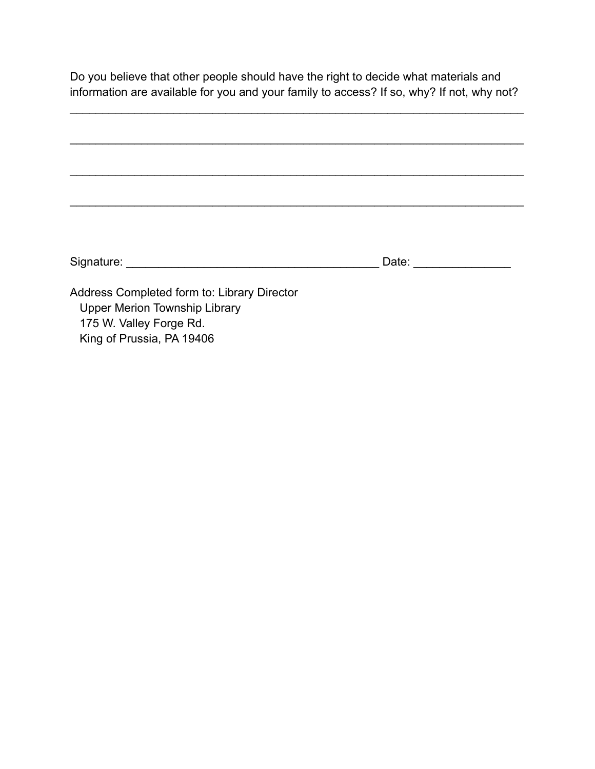Do you believe that other people should have the right to decide what materials and information are available for you and your family to access? If so, why? If not, why not?

___________________________________________________________________________

___________________________________________________________________________

___________________________________________________________________________

___________________________________________________________________________

Signature: ________________________________________ Date: _______________

Address Completed form to: Library Director
Upper Merion Township Library
175 W. Valley Forge Rd.
King of Prussia, PA 19406